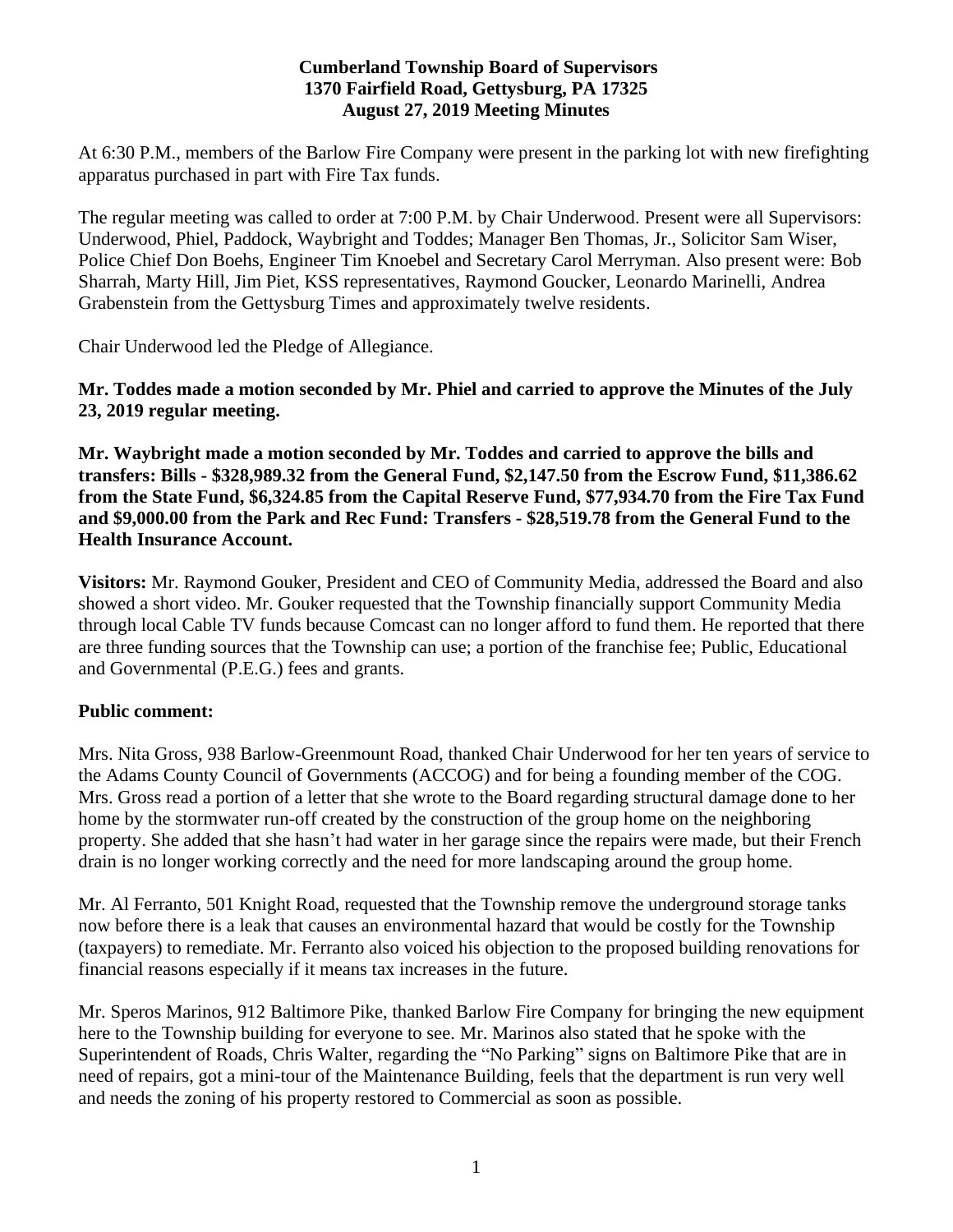**Cumberland Township Board of Supervisors**
**1370 Fairfield Road, Gettysburg, PA 17325**
**August 27, 2019 Meeting Minutes**

At 6:30 P.M., members of the Barlow Fire Company were present in the parking lot with new firefighting apparatus purchased in part with Fire Tax funds.

The regular meeting was called to order at 7:00 P.M. by Chair Underwood. Present were all Supervisors: Underwood, Phiel, Paddock, Waybright and Toddes; Manager Ben Thomas, Jr., Solicitor Sam Wiser, Police Chief Don Boehs, Engineer Tim Knoebel and Secretary Carol Merryman. Also present were: Bob Sharrah, Marty Hill, Jim Piet, KSS representatives, Raymond Goucker, Leonardo Marinelli, Andrea Grabenstein from the Gettysburg Times and approximately twelve residents.

Chair Underwood led the Pledge of Allegiance.

**Mr. Toddes made a motion seconded by Mr. Phiel and carried to approve the Minutes of the July 23, 2019 regular meeting.**

**Mr. Waybright made a motion seconded by Mr. Toddes and carried to approve the bills and transfers: Bills - $328,989.32 from the General Fund, $2,147.50 from the Escrow Fund, $11,386.62 from the State Fund, $6,324.85 from the Capital Reserve Fund, $77,934.70 from the Fire Tax Fund and $9,000.00 from the Park and Rec Fund: Transfers - $28,519.78 from the General Fund to the Health Insurance Account.**

**Visitors:** Mr. Raymond Gouker, President and CEO of Community Media, addressed the Board and also showed a short video. Mr. Gouker requested that the Township financially support Community Media through local Cable TV funds because Comcast can no longer afford to fund them. He reported that there are three funding sources that the Township can use; a portion of the franchise fee; Public, Educational and Governmental (P.E.G.) fees and grants.

**Public comment:**

Mrs. Nita Gross, 938 Barlow-Greenmount Road, thanked Chair Underwood for her ten years of service to the Adams County Council of Governments (ACCOG) and for being a founding member of the COG. Mrs. Gross read a portion of a letter that she wrote to the Board regarding structural damage done to her home by the stormwater run-off created by the construction of the group home on the neighboring property. She added that she hasn't had water in her garage since the repairs were made, but their French drain is no longer working correctly and the need for more landscaping around the group home.

Mr. Al Ferranto, 501 Knight Road, requested that the Township remove the underground storage tanks now before there is a leak that causes an environmental hazard that would be costly for the Township (taxpayers) to remediate. Mr. Ferranto also voiced his objection to the proposed building renovations for financial reasons especially if it means tax increases in the future.

Mr. Speros Marinos, 912 Baltimore Pike, thanked Barlow Fire Company for bringing the new equipment here to the Township building for everyone to see. Mr. Marinos also stated that he spoke with the Superintendent of Roads, Chris Walter, regarding the "No Parking" signs on Baltimore Pike that are in need of repairs, got a mini-tour of the Maintenance Building, feels that the department is run very well and needs the zoning of his property restored to Commercial as soon as possible.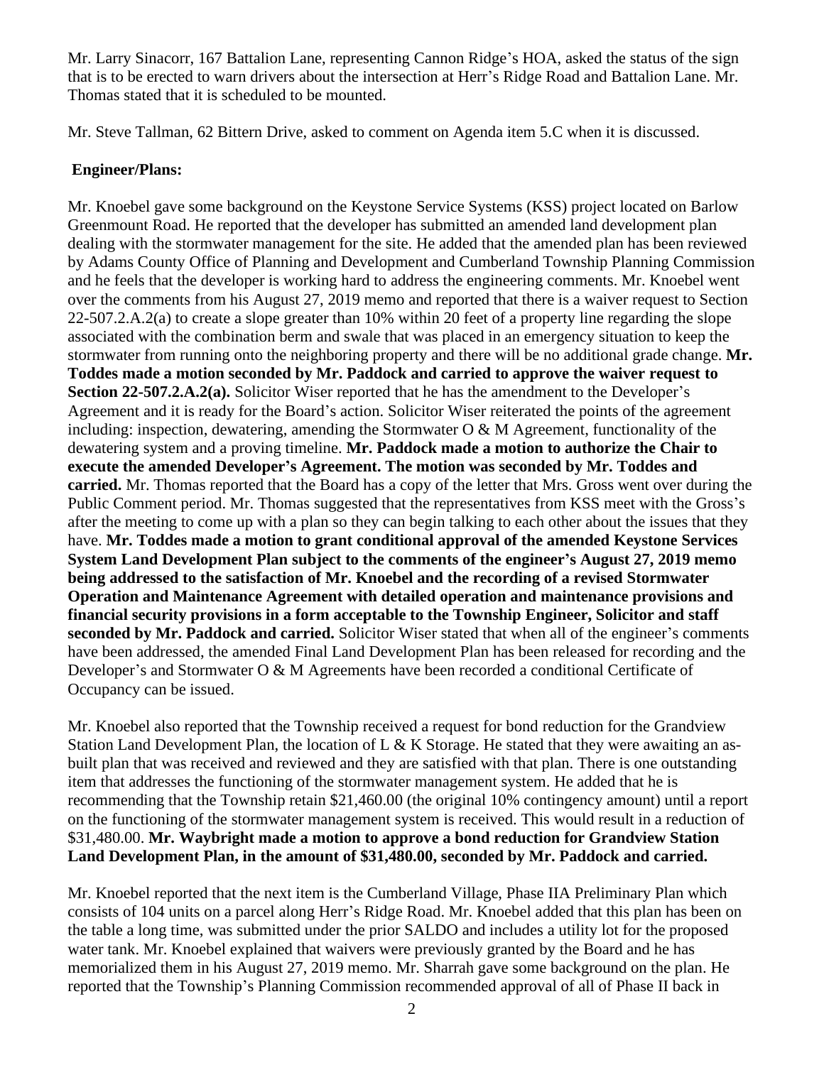Mr. Larry Sinacorr, 167 Battalion Lane, representing Cannon Ridge's HOA, asked the status of the sign that is to be erected to warn drivers about the intersection at Herr's Ridge Road and Battalion Lane. Mr. Thomas stated that it is scheduled to be mounted.

Mr. Steve Tallman, 62 Bittern Drive, asked to comment on Agenda item 5.C when it is discussed.

**Engineer/Plans:**

Mr. Knoebel gave some background on the Keystone Service Systems (KSS) project located on Barlow Greenmount Road. He reported that the developer has submitted an amended land development plan dealing with the stormwater management for the site. He added that the amended plan has been reviewed by Adams County Office of Planning and Development and Cumberland Township Planning Commission and he feels that the developer is working hard to address the engineering comments. Mr. Knoebel went over the comments from his August 27, 2019 memo and reported that there is a waiver request to Section 22-507.2.A.2(a) to create a slope greater than 10% within 20 feet of a property line regarding the slope associated with the combination berm and swale that was placed in an emergency situation to keep the stormwater from running onto the neighboring property and there will be no additional grade change. **Mr. Toddes made a motion seconded by Mr. Paddock and carried to approve the waiver request to Section 22-507.2.A.2(a).** Solicitor Wiser reported that he has the amendment to the Developer's Agreement and it is ready for the Board's action. Solicitor Wiser reiterated the points of the agreement including: inspection, dewatering, amending the Stormwater O & M Agreement, functionality of the dewatering system and a proving timeline. **Mr. Paddock made a motion to authorize the Chair to execute the amended Developer's Agreement. The motion was seconded by Mr. Toddes and carried.** Mr. Thomas reported that the Board has a copy of the letter that Mrs. Gross went over during the Public Comment period. Mr. Thomas suggested that the representatives from KSS meet with the Gross's after the meeting to come up with a plan so they can begin talking to each other about the issues that they have. **Mr. Toddes made a motion to grant conditional approval of the amended Keystone Services System Land Development Plan subject to the comments of the engineer's August 27, 2019 memo being addressed to the satisfaction of Mr. Knoebel and the recording of a revised Stormwater Operation and Maintenance Agreement with detailed operation and maintenance provisions and financial security provisions in a form acceptable to the Township Engineer, Solicitor and staff seconded by Mr. Paddock and carried.** Solicitor Wiser stated that when all of the engineer's comments have been addressed, the amended Final Land Development Plan has been released for recording and the Developer's and Stormwater O & M Agreements have been recorded a conditional Certificate of Occupancy can be issued.

Mr. Knoebel also reported that the Township received a request for bond reduction for the Grandview Station Land Development Plan, the location of L & K Storage. He stated that they were awaiting an as-built plan that was received and reviewed and they are satisfied with that plan. There is one outstanding item that addresses the functioning of the stormwater management system. He added that he is recommending that the Township retain $21,460.00 (the original 10% contingency amount) until a report on the functioning of the stormwater management system is received. This would result in a reduction of $31,480.00. **Mr. Waybright made a motion to approve a bond reduction for Grandview Station Land Development Plan, in the amount of $31,480.00, seconded by Mr. Paddock and carried.**

Mr. Knoebel reported that the next item is the Cumberland Village, Phase IIA Preliminary Plan which consists of 104 units on a parcel along Herr's Ridge Road. Mr. Knoebel added that this plan has been on the table a long time, was submitted under the prior SALDO and includes a utility lot for the proposed water tank. Mr. Knoebel explained that waivers were previously granted by the Board and he has memorialized them in his August 27, 2019 memo. Mr. Sharrah gave some background on the plan. He reported that the Township's Planning Commission recommended approval of all of Phase II back in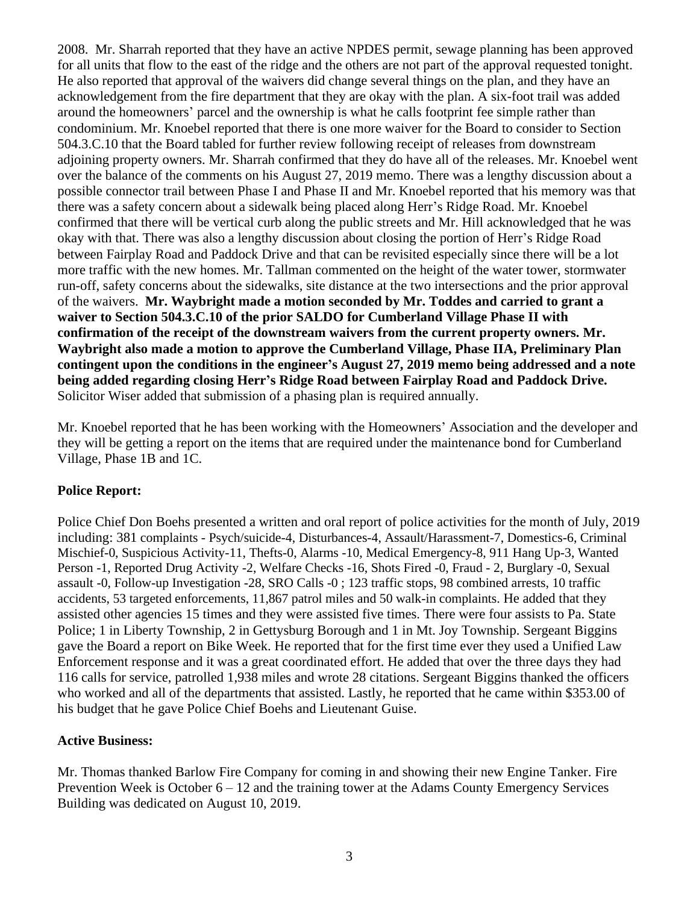2008. Mr. Sharrah reported that they have an active NPDES permit, sewage planning has been approved for all units that flow to the east of the ridge and the others are not part of the approval requested tonight. He also reported that approval of the waivers did change several things on the plan, and they have an acknowledgement from the fire department that they are okay with the plan. A six-foot trail was added around the homeowners' parcel and the ownership is what he calls footprint fee simple rather than condominium. Mr. Knoebel reported that there is one more waiver for the Board to consider to Section 504.3.C.10 that the Board tabled for further review following receipt of releases from downstream adjoining property owners. Mr. Sharrah confirmed that they do have all of the releases. Mr. Knoebel went over the balance of the comments on his August 27, 2019 memo. There was a lengthy discussion about a possible connector trail between Phase I and Phase II and Mr. Knoebel reported that his memory was that there was a safety concern about a sidewalk being placed along Herr's Ridge Road. Mr. Knoebel confirmed that there will be vertical curb along the public streets and Mr. Hill acknowledged that he was okay with that. There was also a lengthy discussion about closing the portion of Herr's Ridge Road between Fairplay Road and Paddock Drive and that can be revisited especially since there will be a lot more traffic with the new homes. Mr. Tallman commented on the height of the water tower, stormwater run-off, safety concerns about the sidewalks, site distance at the two intersections and the prior approval of the waivers. **Mr. Waybright made a motion seconded by Mr. Toddes and carried to grant a waiver to Section 504.3.C.10 of the prior SALDO for Cumberland Village Phase II with confirmation of the receipt of the downstream waivers from the current property owners. Mr. Waybright also made a motion to approve the Cumberland Village, Phase IIA, Preliminary Plan contingent upon the conditions in the engineer's August 27, 2019 memo being addressed and a note being added regarding closing Herr's Ridge Road between Fairplay Road and Paddock Drive.** Solicitor Wiser added that submission of a phasing plan is required annually.

Mr. Knoebel reported that he has been working with the Homeowners' Association and the developer and they will be getting a report on the items that are required under the maintenance bond for Cumberland Village, Phase 1B and 1C.

**Police Report:**

Police Chief Don Boehs presented a written and oral report of police activities for the month of July, 2019 including: 381 complaints - Psych/suicide-4, Disturbances-4, Assault/Harassment-7, Domestics-6, Criminal Mischief-0, Suspicious Activity-11, Thefts-0, Alarms -10, Medical Emergency-8, 911 Hang Up-3, Wanted Person -1, Reported Drug Activity -2, Welfare Checks -16, Shots Fired -0, Fraud - 2, Burglary -0, Sexual assault -0, Follow-up Investigation -28, SRO Calls -0 ; 123 traffic stops, 98 combined arrests, 10 traffic accidents, 53 targeted enforcements, 11,867 patrol miles and 50 walk-in complaints. He added that they assisted other agencies 15 times and they were assisted five times. There were four assists to Pa. State Police; 1 in Liberty Township, 2 in Gettysburg Borough and 1 in Mt. Joy Township. Sergeant Biggins gave the Board a report on Bike Week. He reported that for the first time ever they used a Unified Law Enforcement response and it was a great coordinated effort. He added that over the three days they had 116 calls for service, patrolled 1,938 miles and wrote 28 citations. Sergeant Biggins thanked the officers who worked and all of the departments that assisted. Lastly, he reported that he came within $353.00 of his budget that he gave Police Chief Boehs and Lieutenant Guise.

**Active Business:**

Mr. Thomas thanked Barlow Fire Company for coming in and showing their new Engine Tanker. Fire Prevention Week is October 6 – 12 and the training tower at the Adams County Emergency Services Building was dedicated on August 10, 2019.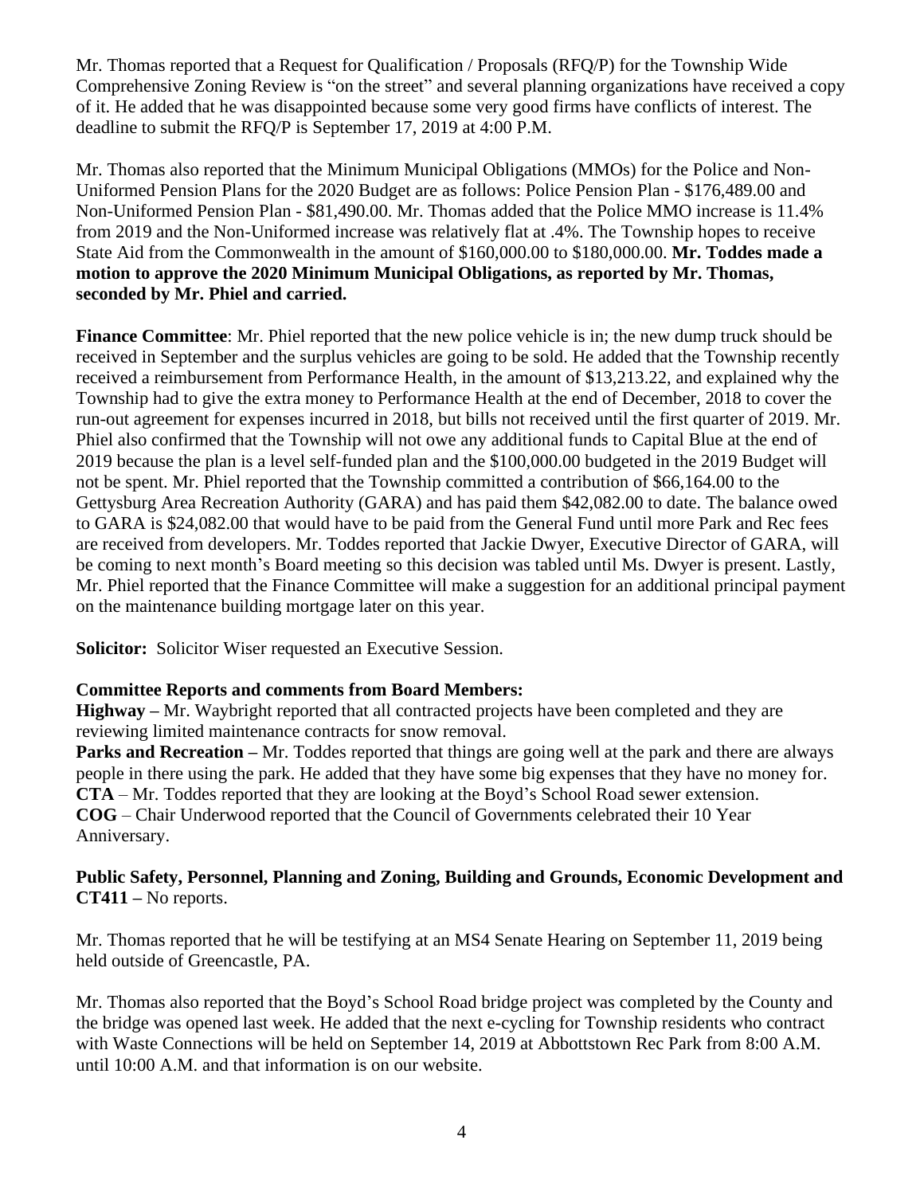Mr. Thomas reported that a Request for Qualification / Proposals (RFQ/P) for the Township Wide Comprehensive Zoning Review is "on the street" and several planning organizations have received a copy of it. He added that he was disappointed because some very good firms have conflicts of interest. The deadline to submit the RFQ/P is September 17, 2019 at 4:00 P.M.

Mr. Thomas also reported that the Minimum Municipal Obligations (MMOs) for the Police and Non-Uniformed Pension Plans for the 2020 Budget are as follows: Police Pension Plan - $176,489.00 and Non-Uniformed Pension Plan - $81,490.00. Mr. Thomas added that the Police MMO increase is 11.4% from 2019 and the Non-Uniformed increase was relatively flat at .4%. The Township hopes to receive State Aid from the Commonwealth in the amount of $160,000.00 to $180,000.00. **Mr. Toddes made a motion to approve the 2020 Minimum Municipal Obligations, as reported by Mr. Thomas, seconded by Mr. Phiel and carried.**

**Finance Committee**: Mr. Phiel reported that the new police vehicle is in; the new dump truck should be received in September and the surplus vehicles are going to be sold. He added that the Township recently received a reimbursement from Performance Health, in the amount of $13,213.22, and explained why the Township had to give the extra money to Performance Health at the end of December, 2018 to cover the run-out agreement for expenses incurred in 2018, but bills not received until the first quarter of 2019. Mr. Phiel also confirmed that the Township will not owe any additional funds to Capital Blue at the end of 2019 because the plan is a level self-funded plan and the $100,000.00 budgeted in the 2019 Budget will not be spent. Mr. Phiel reported that the Township committed a contribution of $66,164.00 to the Gettysburg Area Recreation Authority (GARA) and has paid them $42,082.00 to date. The balance owed to GARA is $24,082.00 that would have to be paid from the General Fund until more Park and Rec fees are received from developers. Mr. Toddes reported that Jackie Dwyer, Executive Director of GARA, will be coming to next month's Board meeting so this decision was tabled until Ms. Dwyer is present. Lastly, Mr. Phiel reported that the Finance Committee will make a suggestion for an additional principal payment on the maintenance building mortgage later on this year.

**Solicitor:** Solicitor Wiser requested an Executive Session.

**Committee Reports and comments from Board Members:**

**Highway –** Mr. Waybright reported that all contracted projects have been completed and they are reviewing limited maintenance contracts for snow removal.

**Parks and Recreation –** Mr. Toddes reported that things are going well at the park and there are always people in there using the park. He added that they have some big expenses that they have no money for.

**CTA** – Mr. Toddes reported that they are looking at the Boyd's School Road sewer extension.

**COG** – Chair Underwood reported that the Council of Governments celebrated their 10 Year Anniversary.

**Public Safety, Personnel, Planning and Zoning, Building and Grounds, Economic Development and CT411 –** No reports.

Mr. Thomas reported that he will be testifying at an MS4 Senate Hearing on September 11, 2019 being held outside of Greencastle, PA.

Mr. Thomas also reported that the Boyd's School Road bridge project was completed by the County and the bridge was opened last week. He added that the next e-cycling for Township residents who contract with Waste Connections will be held on September 14, 2019 at Abbottstown Rec Park from 8:00 A.M. until 10:00 A.M. and that information is on our website.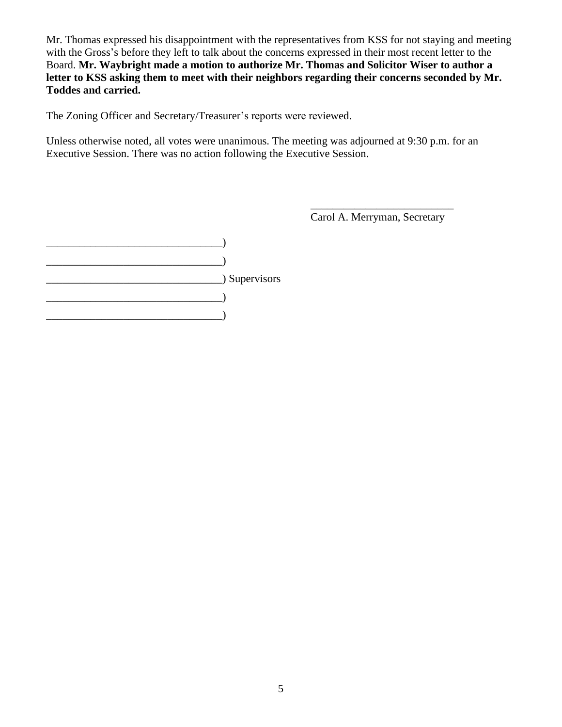Mr. Thomas expressed his disappointment with the representatives from KSS for not staying and meeting with the Gross's before they left to talk about the concerns expressed in their most recent letter to the Board. **Mr. Waybright made a motion to authorize Mr. Thomas and Solicitor Wiser to author a letter to KSS asking them to meet with their neighbors regarding their concerns seconded by Mr. Toddes and carried.**

The Zoning Officer and Secretary/Treasurer's reports were reviewed.

Unless otherwise noted, all votes were unanimous. The meeting was adjourned at 9:30 p.m. for an Executive Session. There was no action following the Executive Session.

\_\_\_\_\_\_\_\_\_\_\_\_\_\_\_\_\_\_\_\_\_\_\_\_\_\_
Carol A. Merryman, Secretary

\_\_\_\_\_\_\_\_\_\_\_\_\_\_\_\_\_\_\_\_\_\_\_\_\_\_\_\_\_\_\_\_)
\_\_\_\_\_\_\_\_\_\_\_\_\_\_\_\_\_\_\_\_\_\_\_\_\_\_\_\_\_\_\_\_)
\_\_\_\_\_\_\_\_\_\_\_\_\_\_\_\_\_\_\_\_\_\_\_\_\_\_\_\_\_\_\_\_) Supervisors
\_\_\_\_\_\_\_\_\_\_\_\_\_\_\_\_\_\_\_\_\_\_\_\_\_\_\_\_\_\_\_\_)
\_\_\_\_\_\_\_\_\_\_\_\_\_\_\_\_\_\_\_\_\_\_\_\_\_\_\_\_\_\_\_\_)